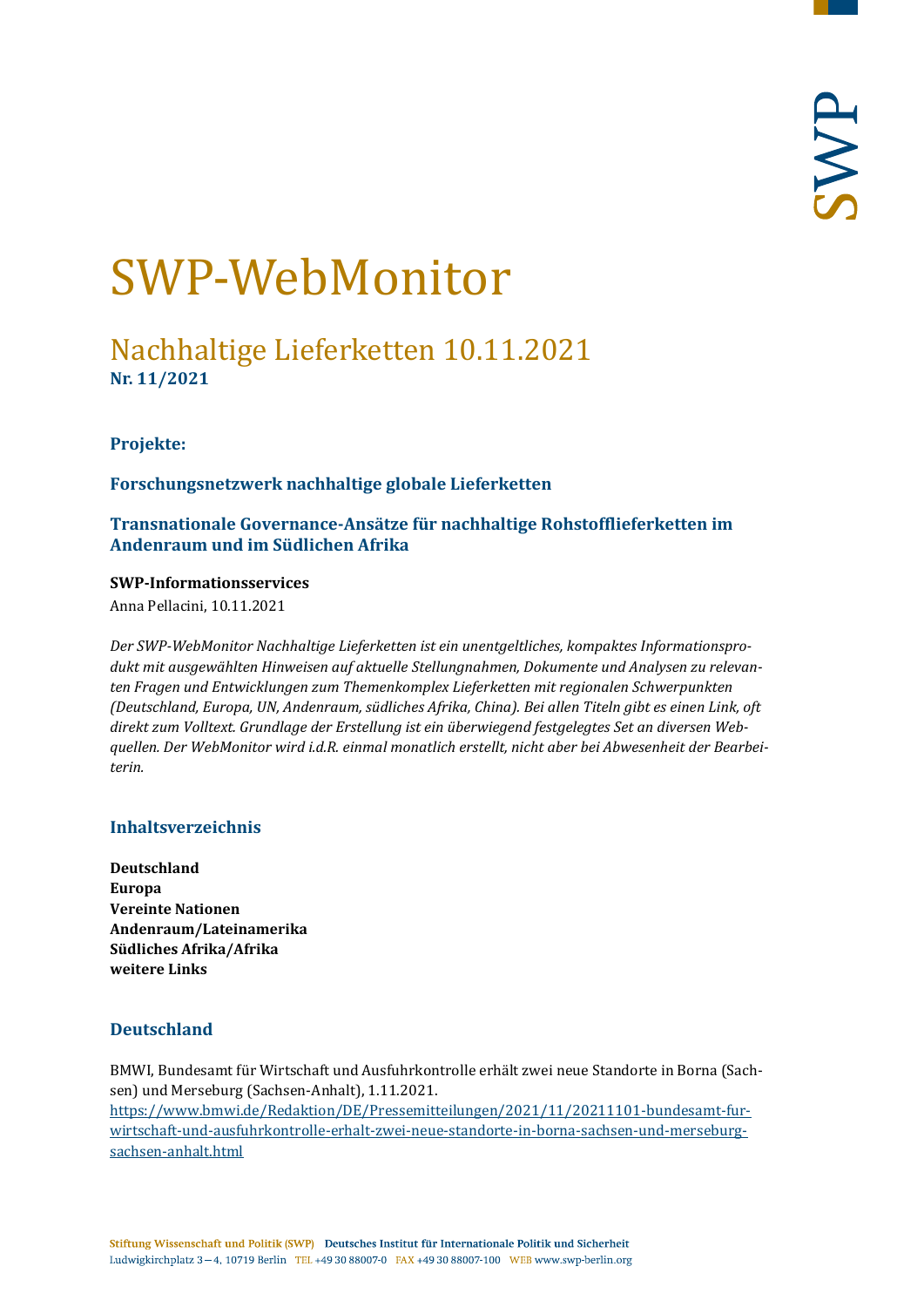# SWP-WebMonitor

## Nachhaltige Lieferketten 10.11.2021

**Nr. 11/2021**

### Projekte:

### Forschungsnetzwerk nachhaltige globale Lieferketten

### Transnationale Governance-Ansätze für nachhaltige Rohstofflieferketten im Andenraum und im Südlichen Afrika

**SWP-Informationsservices**

Anna Pellacini, 10.11.2021

*Der SWP-WebMonitor Nachhaltige Lieferketten ist ein unentgeltliches, kompaktes Informationsprodukt mit ausgewählten Hinweisen auf aktuelle Stellungnahmen, Dokumente und Analysen zu relevanten Fragen und Entwicklungen zum Themenkomplex Lieferketten mit regionalen Schwerpunkten (Deutschland, Europa, UN, Andenraum, südliches Afrika, China). Bei allen Titeln gibt es einen Link, oft direkt zum Volltext. Grundlage der Erstellung ist ein überwiegend festgelegtes Set an diversen Webquellen. Der WebMonitor wird i.d.R. einmal monatlich erstellt, nicht aber bei Abwesenheit der Bearbeiterin.*

## Inhaltsverzeichnis

**Deutschland**
**Europa**
**Vereinte Nationen**
**Andenraum/Lateinamerika**
**Südliches Afrika/Afrika**
**weitere Links**

## Deutschland

BMWI, Bundesamt für Wirtschaft und Ausfuhrkontrolle erhält zwei neue Standorte in Borna (Sachsen) und Merseburg (Sachsen-Anhalt), 1.11.2021.
https://www.bmwi.de/Redaktion/DE/Pressemitteilungen/2021/11/20211101-bundesamt-fur-wirtschaft-und-ausfuhrkontrolle-erhalt-zwei-neue-standorte-in-borna-sachsen-und-merseburg-sachsen-anhalt.html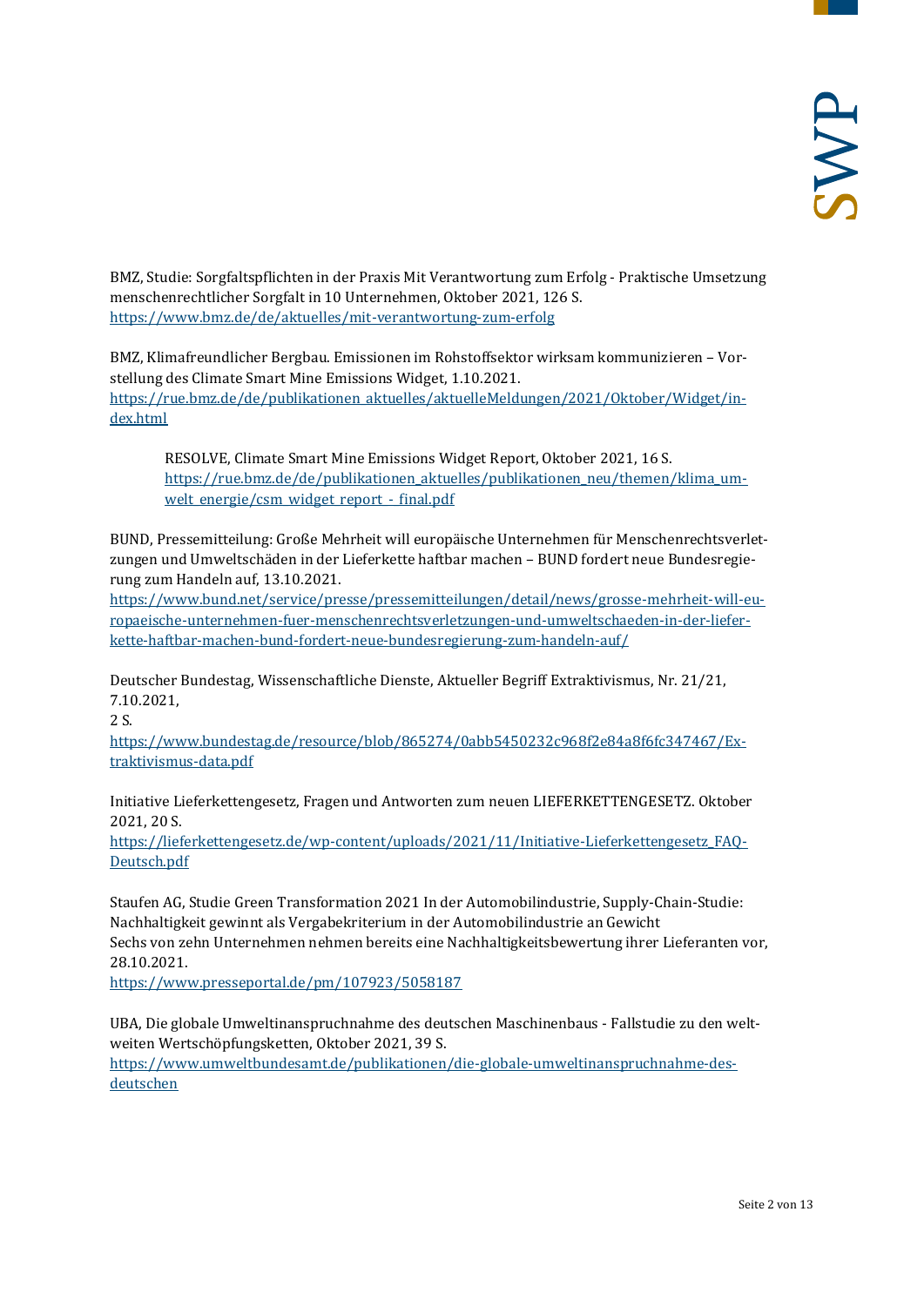BMZ, Studie: Sorgfaltspflichten in der Praxis Mit Verantwortung zum Erfolg - Praktische Umsetzung menschenrechtlicher Sorgfalt in 10 Unternehmen, Oktober 2021, 126 S.
https://www.bmz.de/de/aktuelles/mit-verantwortung-zum-erfolg

BMZ, Klimafreundlicher Bergbau. Emissionen im Rohstoffsektor wirksam kommunizieren – Vorstellung des Climate Smart Mine Emissions Widget, 1.10.2021.
https://rue.bmz.de/de/publikationen_aktuelles/aktuelleMeldungen/2021/Oktober/Widget/index.html

> RESOLVE, Climate Smart Mine Emissions Widget Report, Oktober 2021, 16 S.
> https://rue.bmz.de/de/publikationen_aktuelles/publikationen_neu/themen/klima_umwelt_energie/csm_widget_report_-_final.pdf

BUND, Pressemitteilung: Große Mehrheit will europäische Unternehmen für Menschenrechtsverletzungen und Umweltschäden in der Lieferkette haftbar machen – BUND fordert neue Bundesregierung zum Handeln auf, 13.10.2021.
https://www.bund.net/service/presse/pressemitteilungen/detail/news/grosse-mehrheit-will-europaeische-unternehmen-fuer-menschenrechtsverletzungen-und-umweltschaeden-in-der-lieferkette-haftbar-machen-bund-fordert-neue-bundesregierung-zum-handeln-auf/

Deutscher Bundestag, Wissenschaftliche Dienste, Aktueller Begriff Extraktivismus, Nr. 21/21, 7.10.2021,
2 S.
https://www.bundestag.de/resource/blob/865274/0abb5450232c968f2e84a8f6fc347467/Extraktivismus-data.pdf

Initiative Lieferkettengesetz, Fragen und Antworten zum neuen LIEFERKETTENGESETZ. Oktober 2021, 20 S.
https://lieferkettengesetz.de/wp-content/uploads/2021/11/Initiative-Lieferkettengesetz_FAQ-Deutsch.pdf

Staufen AG, Studie Green Transformation 2021 In der Automobilindustrie, Supply-Chain-Studie: Nachhaltigkeit gewinnt als Vergabekriterium in der Automobilindustrie an Gewicht
Sechs von zehn Unternehmen nehmen bereits eine Nachhaltigkeitsbewertung ihrer Lieferanten vor, 28.10.2021.
https://www.presseportal.de/pm/107923/5058187

UBA, Die globale Umweltinanspruchnahme des deutschen Maschinenbaus - Fallstudie zu den weltweiten Wertschöpfungsketten, Oktober 2021, 39 S.
https://www.umweltbundesamt.de/publikationen/die-globale-umweltinanspruchnahme-des-deutschen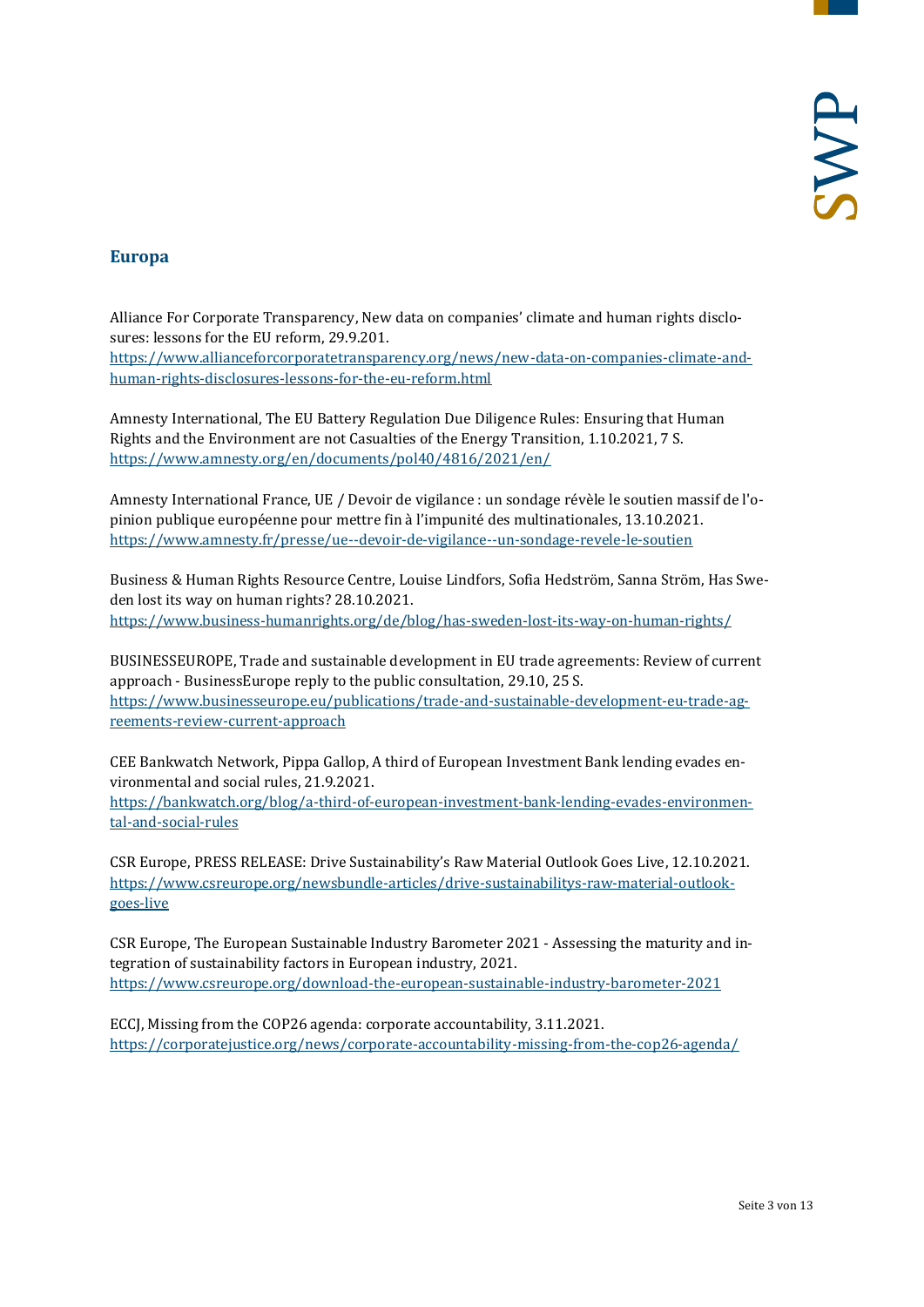## Europa

Alliance For Corporate Transparency, New data on companies' climate and human rights disclosures: lessons for the EU reform, 29.9.201.
https://www.allianceforcorporatetransparency.org/news/new-data-on-companies-climate-and-human-rights-disclosures-lessons-for-the-eu-reform.html

Amnesty International, The EU Battery Regulation Due Diligence Rules: Ensuring that Human Rights and the Environment are not Casualties of the Energy Transition, 1.10.2021, 7 S.
https://www.amnesty.org/en/documents/pol40/4816/2021/en/

Amnesty International France, UE / Devoir de vigilance : un sondage révèle le soutien massif de l'opinion publique européenne pour mettre fin à l'impunité des multinationales, 13.10.2021.
https://www.amnesty.fr/presse/ue--devoir-de-vigilance--un-sondage-revele-le-soutien

Business & Human Rights Resource Centre, Louise Lindfors, Sofia Hedström, Sanna Ström, Has Sweden lost its way on human rights? 28.10.2021.
https://www.business-humanrights.org/de/blog/has-sweden-lost-its-way-on-human-rights/

BUSINESSEUROPE, Trade and sustainable development in EU trade agreements: Review of current approach - BusinessEurope reply to the public consultation, 29.10, 25 S.
https://www.businesseurope.eu/publications/trade-and-sustainable-development-eu-trade-agreements-review-current-approach

CEE Bankwatch Network, Pippa Gallop, A third of European Investment Bank lending evades environmental and social rules, 21.9.2021.
https://bankwatch.org/blog/a-third-of-european-investment-bank-lending-evades-environmental-and-social-rules

CSR Europe, PRESS RELEASE: Drive Sustainability's Raw Material Outlook Goes Live, 12.10.2021.
https://www.csreurope.org/newsbundle-articles/drive-sustainabilitys-raw-material-outlook-goes-live

CSR Europe, The European Sustainable Industry Barometer 2021 - Assessing the maturity and integration of sustainability factors in European industry, 2021.
https://www.csreurope.org/download-the-european-sustainable-industry-barometer-2021

ECCJ, Missing from the COP26 agenda: corporate accountability, 3.11.2021.
https://corporatejustice.org/news/corporate-accountability-missing-from-the-cop26-agenda/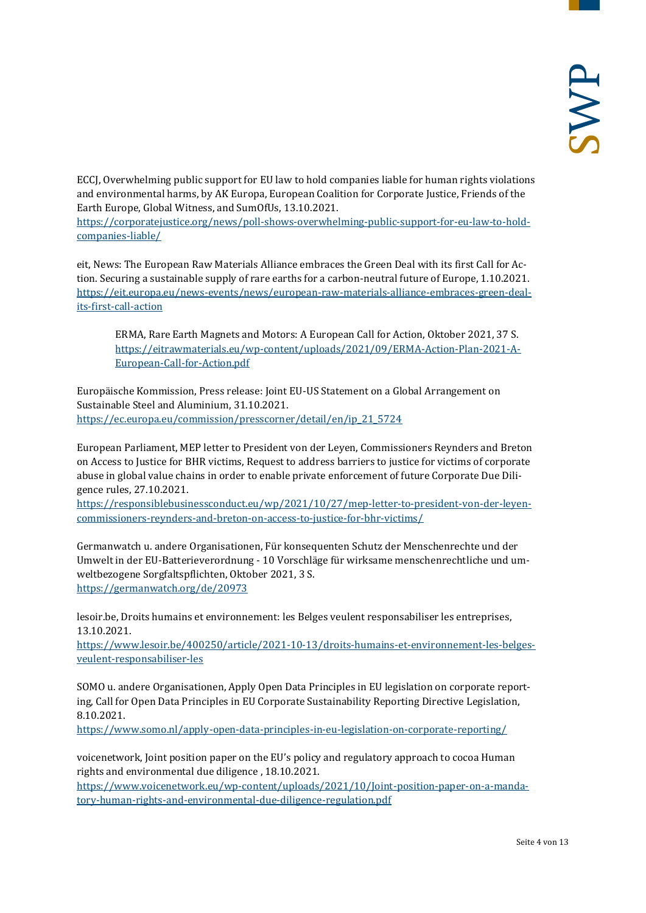ECCJ, Overwhelming public support for EU law to hold companies liable for human rights violations and environmental harms, by AK Europa, European Coalition for Corporate Justice, Friends of the Earth Europe, Global Witness, and SumOfUs, 13.10.2021.
[https://corporatejustice.org/news/poll-shows-overwhelming-public-support-for-eu-law-to-hold-companies-liable/](https://corporatejustice.org/news/poll-shows-overwhelming-public-support-for-eu-law-to-hold-companies-liable/)

eit, News: The European Raw Materials Alliance embraces the Green Deal with its first Call for Action. Securing a sustainable supply of rare earths for a carbon-neutral future of Europe, 1.10.2021.
[https://eit.europa.eu/news-events/news/european-raw-materials-alliance-embraces-green-deal-its-first-call-action](https://eit.europa.eu/news-events/news/european-raw-materials-alliance-embraces-green-deal-its-first-call-action)

> ERMA, Rare Earth Magnets and Motors: A European Call for Action, Oktober 2021, 37 S.
> [https://eitrawmaterials.eu/wp-content/uploads/2021/09/ERMA-Action-Plan-2021-A-European-Call-for-Action.pdf](https://eitrawmaterials.eu/wp-content/uploads/2021/09/ERMA-Action-Plan-2021-A-European-Call-for-Action.pdf)

Europäische Kommission, Press release: Joint EU-US Statement on a Global Arrangement on Sustainable Steel and Aluminium, 31.10.2021.
[https://ec.europa.eu/commission/presscorner/detail/en/ip_21_5724](https://ec.europa.eu/commission/presscorner/detail/en/ip_21_5724)

European Parliament, MEP letter to President von der Leyen, Commissioners Reynders and Breton on Access to Justice for BHR victims, Request to address barriers to justice for victims of corporate abuse in global value chains in order to enable private enforcement of future Corporate Due Diligence rules, 27.10.2021.
[https://responsiblebusinessconduct.eu/wp/2021/10/27/mep-letter-to-president-von-der-leyen-commissioners-reynders-and-breton-on-access-to-justice-for-bhr-victims/](https://responsiblebusinessconduct.eu/wp/2021/10/27/mep-letter-to-president-von-der-leyen-commissioners-reynders-and-breton-on-access-to-justice-for-bhr-victims/)

Germanwatch u. andere Organisationen, Für konsequenten Schutz der Menschenrechte und der Umwelt in der EU-Batterieverordnung - 10 Vorschläge für wirksame menschenrechtliche und umweltbezogene Sorgfaltspflichten, Oktober 2021, 3 S.
[https://germanwatch.org/de/20973](https://germanwatch.org/de/20973)

lesoir.be, Droits humains et environnement: les Belges veulent responsabiliser les entreprises, 13.10.2021.
[https://www.lesoir.be/400250/article/2021-10-13/droits-humains-et-environnement-les-belges-veulent-responsabiliser-les](https://www.lesoir.be/400250/article/2021-10-13/droits-humains-et-environnement-les-belges-veulent-responsabiliser-les)

SOMO u. andere Organisationen, Apply Open Data Principles in EU legislation on corporate reporting, Call for Open Data Principles in EU Corporate Sustainability Reporting Directive Legislation, 8.10.2021.
[https://www.somo.nl/apply-open-data-principles-in-eu-legislation-on-corporate-reporting/](https://www.somo.nl/apply-open-data-principles-in-eu-legislation-on-corporate-reporting/)

voicenetwork, Joint position paper on the EU's policy and regulatory approach to cocoa Human rights and environmental due diligence , 18.10.2021.
[https://www.voicenetwork.eu/wp-content/uploads/2021/10/Joint-position-paper-on-a-mandatory-human-rights-and-environmental-due-diligence-regulation.pdf](https://www.voicenetwork.eu/wp-content/uploads/2021/10/Joint-position-paper-on-a-mandatory-human-rights-and-environmental-due-diligence-regulation.pdf)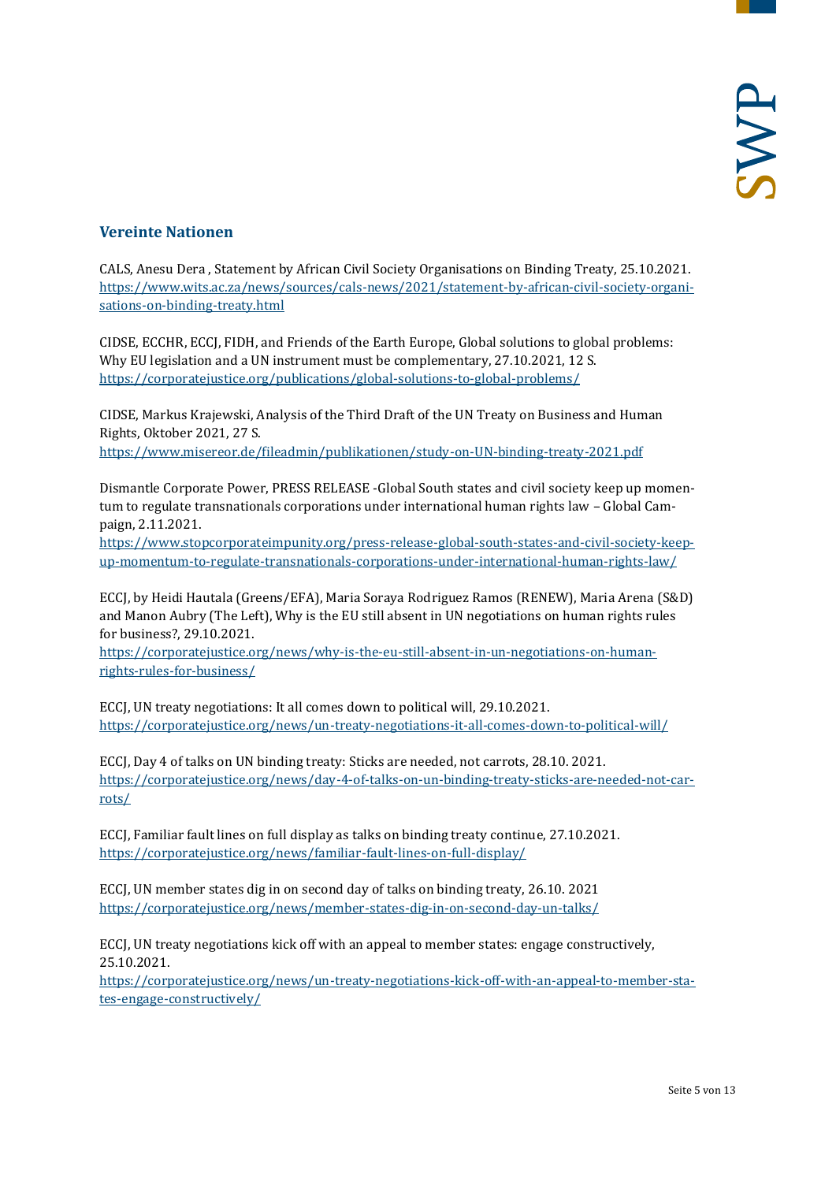## Vereinte Nationen

CALS, Anesu Dera , Statement by African Civil Society Organisations on Binding Treaty, 25.10.2021.
https://www.wits.ac.za/news/sources/cals-news/2021/statement-by-african-civil-society-organisations-on-binding-treaty.html

CIDSE, ECCHR, ECCJ, FIDH, and Friends of the Earth Europe, Global solutions to global problems: Why EU legislation and a UN instrument must be complementary, 27.10.2021, 12 S.
https://corporatejustice.org/publications/global-solutions-to-global-problems/

CIDSE, Markus Krajewski, Analysis of the Third Draft of the UN Treaty on Business and Human Rights, Oktober 2021, 27 S.
https://www.misereor.de/fileadmin/publikationen/study-on-UN-binding-treaty-2021.pdf

Dismantle Corporate Power, PRESS RELEASE -Global South states and civil society keep up momentum to regulate transnationals corporations under international human rights law – Global Campaign, 2.11.2021.
https://www.stopcorporateimpunity.org/press-release-global-south-states-and-civil-society-keep-up-momentum-to-regulate-transnationals-corporations-under-international-human-rights-law/

ECCJ, by Heidi Hautala (Greens/EFA), Maria Soraya Rodriguez Ramos (RENEW), Maria Arena (S&D) and Manon Aubry (The Left), Why is the EU still absent in UN negotiations on human rights rules for business?, 29.10.2021.
https://corporatejustice.org/news/why-is-the-eu-still-absent-in-un-negotiations-on-human-rights-rules-for-business/

ECCJ, UN treaty negotiations: It all comes down to political will, 29.10.2021.
https://corporatejustice.org/news/un-treaty-negotiations-it-all-comes-down-to-political-will/

ECCJ, Day 4 of talks on UN binding treaty: Sticks are needed, not carrots, 28.10. 2021.
https://corporatejustice.org/news/day-4-of-talks-on-un-binding-treaty-sticks-are-needed-not-carrots/

ECCJ, Familiar fault lines on full display as talks on binding treaty continue, 27.10.2021.
https://corporatejustice.org/news/familiar-fault-lines-on-full-display/

ECCJ, UN member states dig in on second day of talks on binding treaty, 26.10. 2021
https://corporatejustice.org/news/member-states-dig-in-on-second-day-un-talks/

ECCJ, UN treaty negotiations kick off with an appeal to member states: engage constructively, 25.10.2021.
https://corporatejustice.org/news/un-treaty-negotiations-kick-off-with-an-appeal-to-member-states-engage-constructively/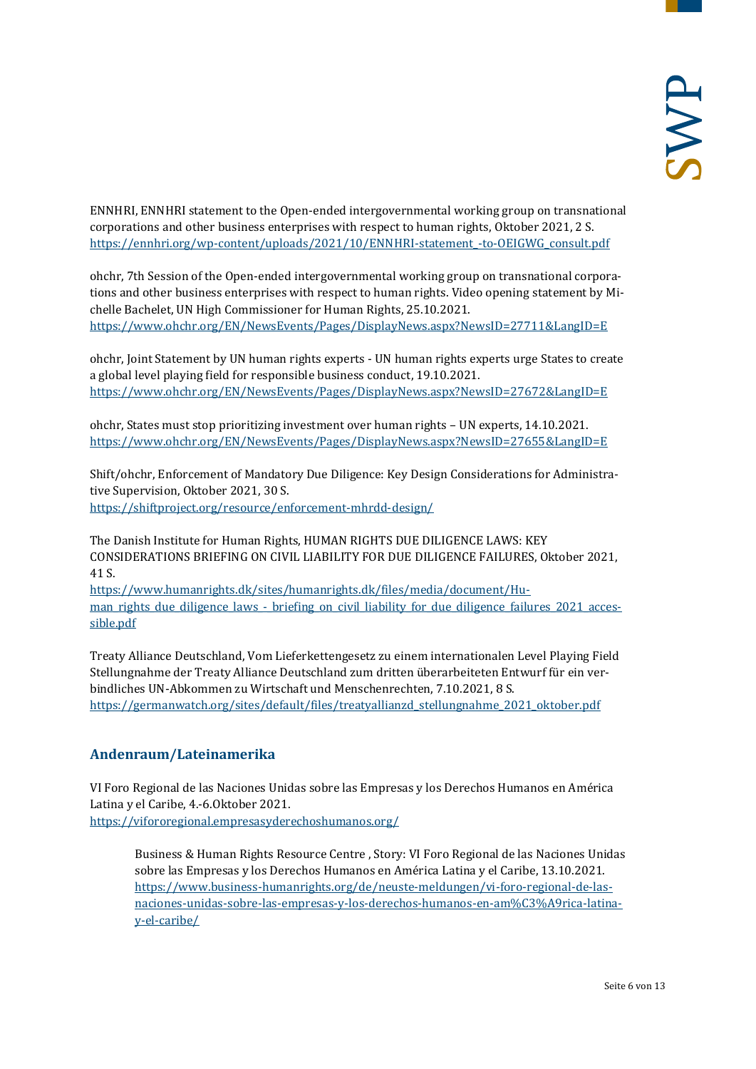ENNHRI, ENNHRI statement to the Open-ended intergovernmental working group on transnational corporations and other business enterprises with respect to human rights, Oktober 2021, 2 S.
https://ennhri.org/wp-content/uploads/2021/10/ENNHRI-statement_-to-OEIGWG_consult.pdf

ohchr, 7th Session of the Open-ended intergovernmental working group on transnational corporations and other business enterprises with respect to human rights. Video opening statement by Michelle Bachelet, UN High Commissioner for Human Rights, 25.10.2021.
https://www.ohchr.org/EN/NewsEvents/Pages/DisplayNews.aspx?NewsID=27711&LangID=E

ohchr, Joint Statement by UN human rights experts - UN human rights experts urge States to create a global level playing field for responsible business conduct, 19.10.2021.
https://www.ohchr.org/EN/NewsEvents/Pages/DisplayNews.aspx?NewsID=27672&LangID=E

ohchr, States must stop prioritizing investment over human rights – UN experts, 14.10.2021.
https://www.ohchr.org/EN/NewsEvents/Pages/DisplayNews.aspx?NewsID=27655&LangID=E

Shift/ohchr, Enforcement of Mandatory Due Diligence: Key Design Considerations for Administrative Supervision, Oktober 2021, 30 S.
https://shiftproject.org/resource/enforcement-mhrdd-design/

The Danish Institute for Human Rights, HUMAN RIGHTS DUE DILIGENCE LAWS: KEY CONSIDERATIONS BRIEFING ON CIVIL LIABILITY FOR DUE DILIGENCE FAILURES, Oktober 2021, 41 S.
https://www.humanrights.dk/sites/humanrights.dk/files/media/document/Human_rights_due_diligence_laws_-_briefing_on_civil_liability_for_due_diligence_failures_2021_accessible.pdf

Treaty Alliance Deutschland, Vom Lieferkettengesetz zu einem internationalen Level Playing Field Stellungnahme der Treaty Alliance Deutschland zum dritten überarbeiteten Entwurf für ein verbindliches UN-Abkommen zu Wirtschaft und Menschenrechten, 7.10.2021, 8 S.
https://germanwatch.org/sites/default/files/treatyallianzd_stellungnahme_2021_oktober.pdf

## Andenraum/Lateinamerika

VI Foro Regional de las Naciones Unidas sobre las Empresas y los Derechos Humanos en América Latina y el Caribe, 4.-6.Oktober 2021.
https://vifororegional.empresasyderechoshumanos.org/

> Business & Human Rights Resource Centre , Story: VI Foro Regional de las Naciones Unidas sobre las Empresas y los Derechos Humanos en América Latina y el Caribe, 13.10.2021.
> https://www.business-humanrights.org/de/neuste-meldungen/vi-foro-regional-de-las-naciones-unidas-sobre-las-empresas-y-los-derechos-humanos-en-am%C3%A9rica-latina-y-el-caribe/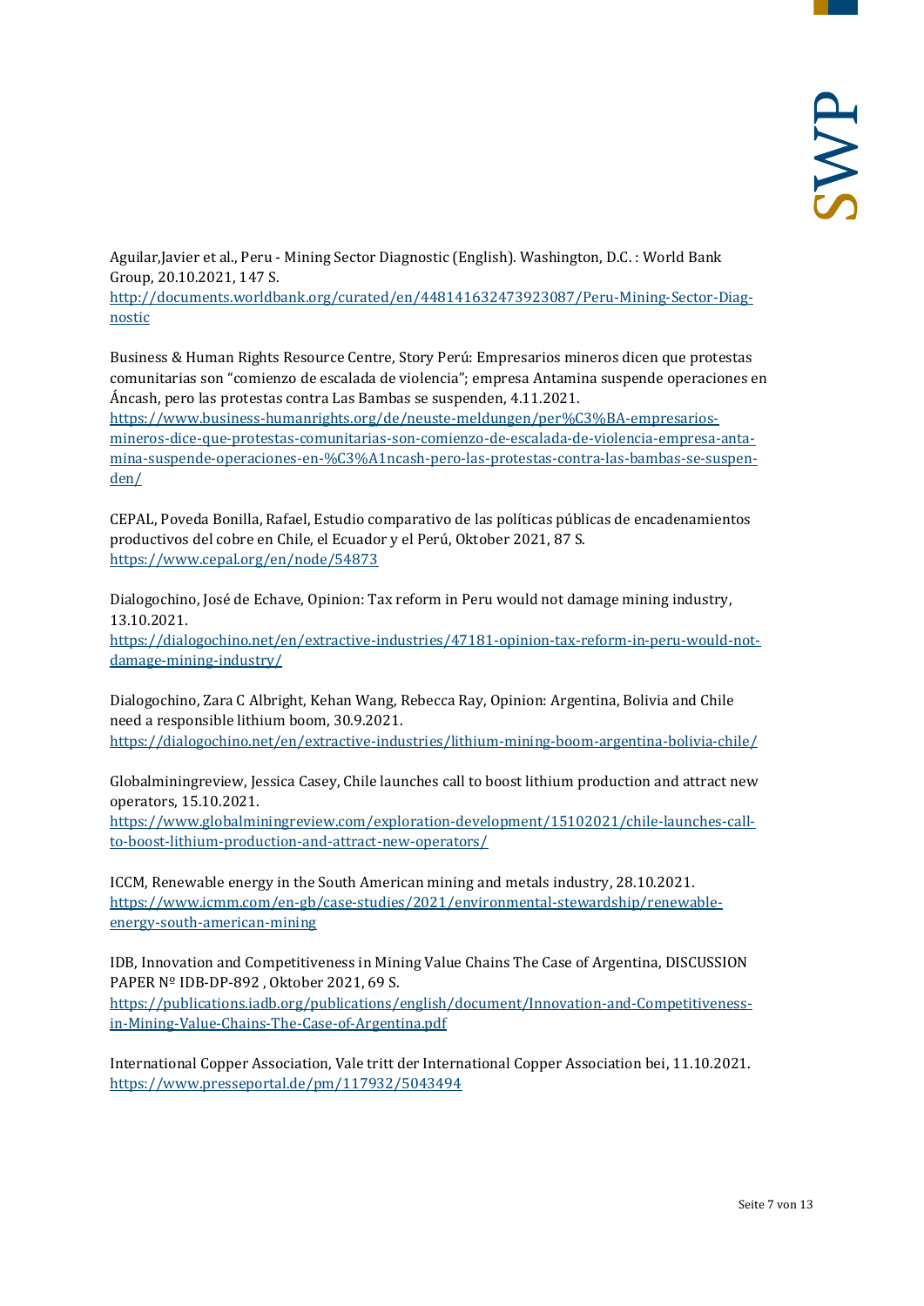Aguilar,Javier et al., Peru - Mining Sector Diagnostic (English). Washington, D.C. : World Bank Group, 20.10.2021, 147 S.
http://documents.worldbank.org/curated/en/448141632473923087/Peru-Mining-Sector-Diagnostic

Business & Human Rights Resource Centre, Story Perú: Empresarios mineros dicen que protestas comunitarias son "comienzo de escalada de violencia"; empresa Antamina suspende operaciones en Áncash, pero las protestas contra Las Bambas se suspenden, 4.11.2021.
https://www.business-humanrights.org/de/neuste-meldungen/per%C3%BA-empresarios-mineros-dice-que-protestas-comunitarias-son-comienzo-de-escalada-de-violencia-empresa-antamina-suspende-operaciones-en-%C3%A1ncash-pero-las-protestas-contra-las-bambas-se-suspenden/

CEPAL, Poveda Bonilla, Rafael, Estudio comparativo de las políticas públicas de encadenamientos productivos del cobre en Chile, el Ecuador y el Perú, Oktober 2021, 87 S.
https://www.cepal.org/en/node/54873

Dialogochino, José de Echave, Opinion: Tax reform in Peru would not damage mining industry, 13.10.2021.
https://dialogochino.net/en/extractive-industries/47181-opinion-tax-reform-in-peru-would-not-damage-mining-industry/

Dialogochino, Zara C Albright, Kehan Wang, Rebecca Ray, Opinion: Argentina, Bolivia and Chile need a responsible lithium boom, 30.9.2021.
https://dialogochino.net/en/extractive-industries/lithium-mining-boom-argentina-bolivia-chile/

Globalminingreview, Jessica Casey, Chile launches call to boost lithium production and attract new operators, 15.10.2021.
https://www.globalminingreview.com/exploration-development/15102021/chile-launches-call-to-boost-lithium-production-and-attract-new-operators/

ICCM, Renewable energy in the South American mining and metals industry, 28.10.2021.
https://www.icmm.com/en-gb/case-studies/2021/environmental-stewardship/renewable-energy-south-american-mining

IDB, Innovation and Competitiveness in Mining Value Chains The Case of Argentina, DISCUSSION PAPER Nº IDB-DP-892 , Oktober 2021, 69 S.
https://publications.iadb.org/publications/english/document/Innovation-and-Competitiveness-in-Mining-Value-Chains-The-Case-of-Argentina.pdf

International Copper Association, Vale tritt der International Copper Association bei, 11.10.2021.
https://www.presseportal.de/pm/117932/5043494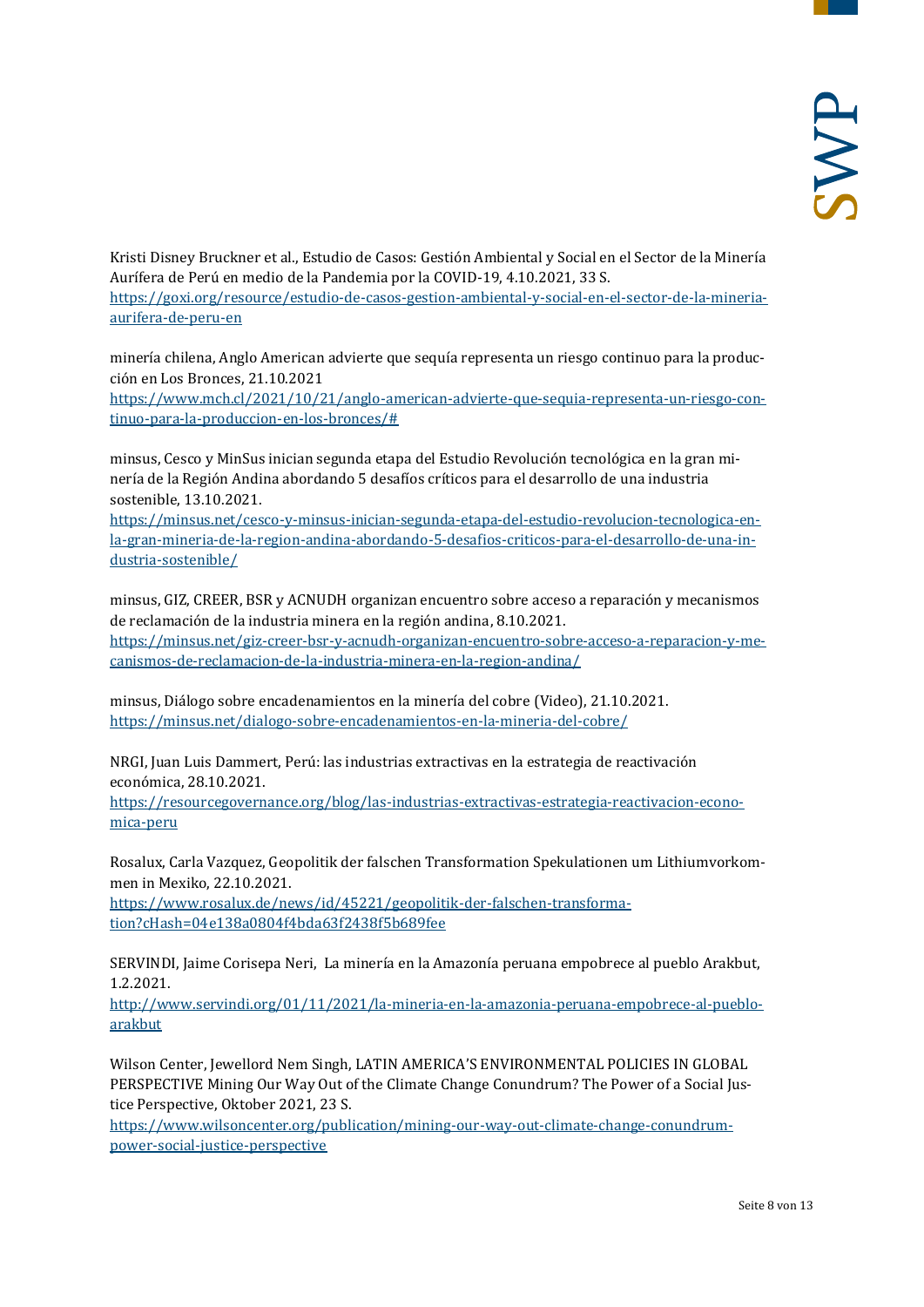Kristi Disney Bruckner et al., Estudio de Casos: Gestión Ambiental y Social en el Sector de la Minería Aurífera de Perú en medio de la Pandemia por la COVID-19, 4.10.2021, 33 S.
https://goxi.org/resource/estudio-de-casos-gestion-ambiental-y-social-en-el-sector-de-la-mineria-aurifera-de-peru-en

minería chilena, Anglo American advierte que sequía representa un riesgo continuo para la producción en Los Bronces, 21.10.2021
https://www.mch.cl/2021/10/21/anglo-american-advierte-que-sequia-representa-un-riesgo-continuo-para-la-produccion-en-los-bronces/#

minsus, Cesco y MinSus inician segunda etapa del Estudio Revolución tecnológica en la gran minería de la Región Andina abordando 5 desafíos críticos para el desarrollo de una industria sostenible, 13.10.2021.
https://minsus.net/cesco-y-minsus-inician-segunda-etapa-del-estudio-revolucion-tecnologica-en-la-gran-mineria-de-la-region-andina-abordando-5-desafios-criticos-para-el-desarrollo-de-una-industria-sostenible/

minsus, GIZ, CREER, BSR y ACNUDH organizan encuentro sobre acceso a reparación y mecanismos de reclamación de la industria minera en la región andina, 8.10.2021.
https://minsus.net/giz-creer-bsr-y-acnudh-organizan-encuentro-sobre-acceso-a-reparacion-y-mecanismos-de-reclamacion-de-la-industria-minera-en-la-region-andina/

minsus, Diálogo sobre encadenamientos en la minería del cobre (Video), 21.10.2021.
https://minsus.net/dialogo-sobre-encadenamientos-en-la-mineria-del-cobre/

NRGI, Juan Luis Dammert, Perú: las industrias extractivas en la estrategia de reactivación económica, 28.10.2021.
https://resourcegovernance.org/blog/las-industrias-extractivas-estrategia-reactivacion-economica-peru

Rosalux, Carla Vazquez, Geopolitik der falschen Transformation Spekulationen um Lithiumvorkommen in Mexiko, 22.10.2021.
https://www.rosalux.de/news/id/45221/geopolitik-der-falschen-transformation?cHash=04e138a0804f4bda63f2438f5b689fee

SERVINDI, Jaime Corisepa Neri, La minería en la Amazonía peruana empobrece al pueblo Arakbut, 1.2.2021.
http://www.servindi.org/01/11/2021/la-mineria-en-la-amazonia-peruana-empobrece-al-pueblo-arakbut

Wilson Center, Jewellord Nem Singh, LATIN AMERICA'S ENVIRONMENTAL POLICIES IN GLOBAL PERSPECTIVE Mining Our Way Out of the Climate Change Conundrum? The Power of a Social Justice Perspective, Oktober 2021, 23 S.
https://www.wilsoncenter.org/publication/mining-our-way-out-climate-change-conundrum-power-social-justice-perspective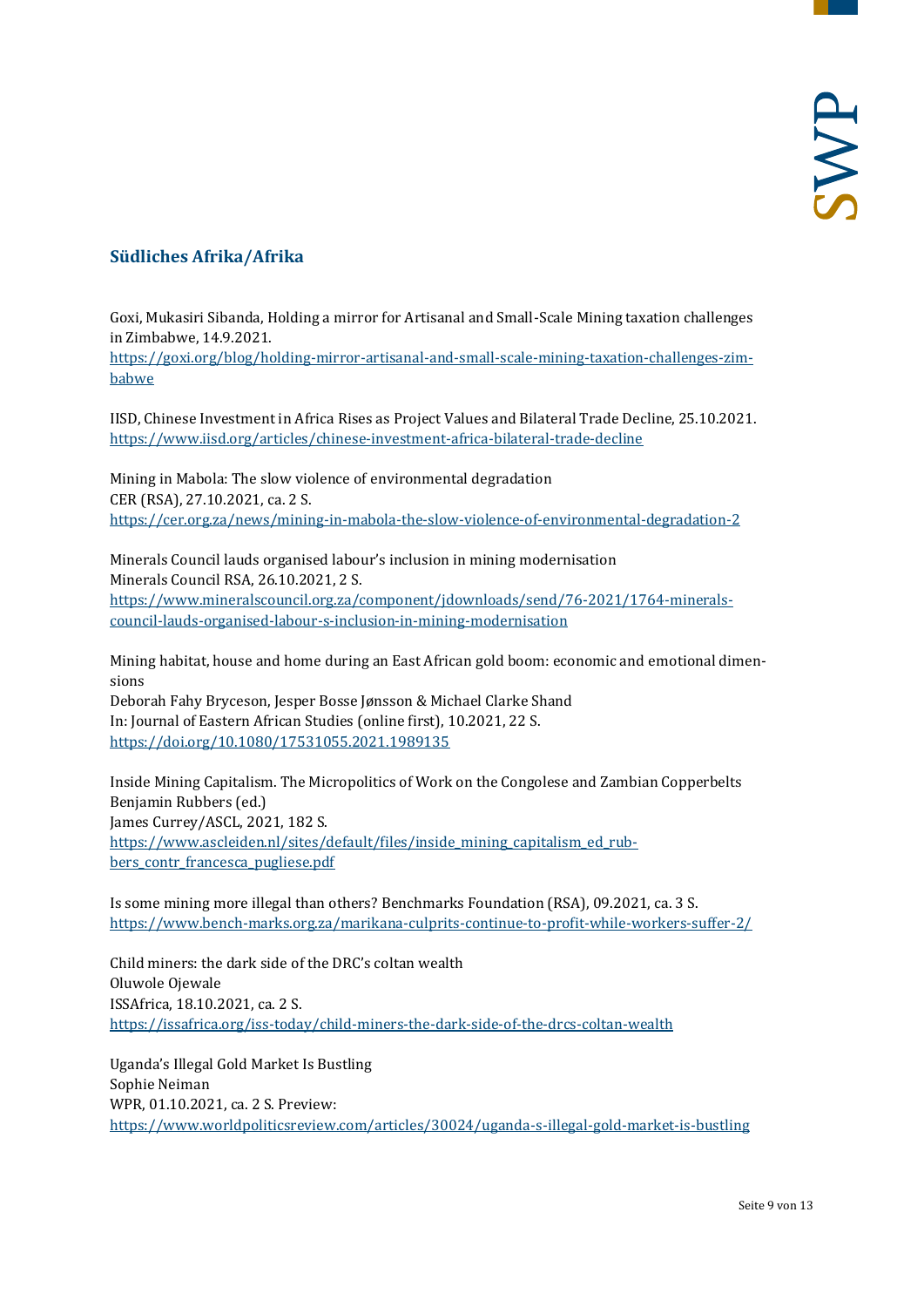## Südliches Afrika/Afrika

Goxi, Mukasiri Sibanda, Holding a mirror for Artisanal and Small-Scale Mining taxation challenges in Zimbabwe, 14.9.2021.
https://goxi.org/blog/holding-mirror-artisanal-and-small-scale-mining-taxation-challenges-zimbabwe

IISD, Chinese Investment in Africa Rises as Project Values and Bilateral Trade Decline, 25.10.2021.
https://www.iisd.org/articles/chinese-investment-africa-bilateral-trade-decline

Mining in Mabola: The slow violence of environmental degradation
CER (RSA), 27.10.2021, ca. 2 S.
https://cer.org.za/news/mining-in-mabola-the-slow-violence-of-environmental-degradation-2

Minerals Council lauds organised labour's inclusion in mining modernisation
Minerals Council RSA, 26.10.2021, 2 S.
https://www.mineralscouncil.org.za/component/jdownloads/send/76-2021/1764-minerals-council-lauds-organised-labour-s-inclusion-in-mining-modernisation

Mining habitat, house and home during an East African gold boom: economic and emotional dimensions
Deborah Fahy Bryceson, Jesper Bosse Jønsson & Michael Clarke Shand
In: Journal of Eastern African Studies (online first), 10.2021, 22 S.
https://doi.org/10.1080/17531055.2021.1989135

Inside Mining Capitalism. The Micropolitics of Work on the Congolese and Zambian Copperbelts
Benjamin Rubbers (ed.)
James Currey/ASCL, 2021, 182 S.
https://www.ascleiden.nl/sites/default/files/inside_mining_capitalism_ed_rubbers_contr_francesca_pugliese.pdf

Is some mining more illegal than others? Benchmarks Foundation (RSA), 09.2021, ca. 3 S.
https://www.bench-marks.org.za/marikana-culprits-continue-to-profit-while-workers-suffer-2/

Child miners: the dark side of the DRC's coltan wealth
Oluwole Ojewale
ISSAfrica, 18.10.2021, ca. 2 S.
https://issafrica.org/iss-today/child-miners-the-dark-side-of-the-drcs-coltan-wealth

Uganda's Illegal Gold Market Is Bustling
Sophie Neiman
WPR, 01.10.2021, ca. 2 S. Preview:
https://www.worldpoliticsreview.com/articles/30024/uganda-s-illegal-gold-market-is-bustling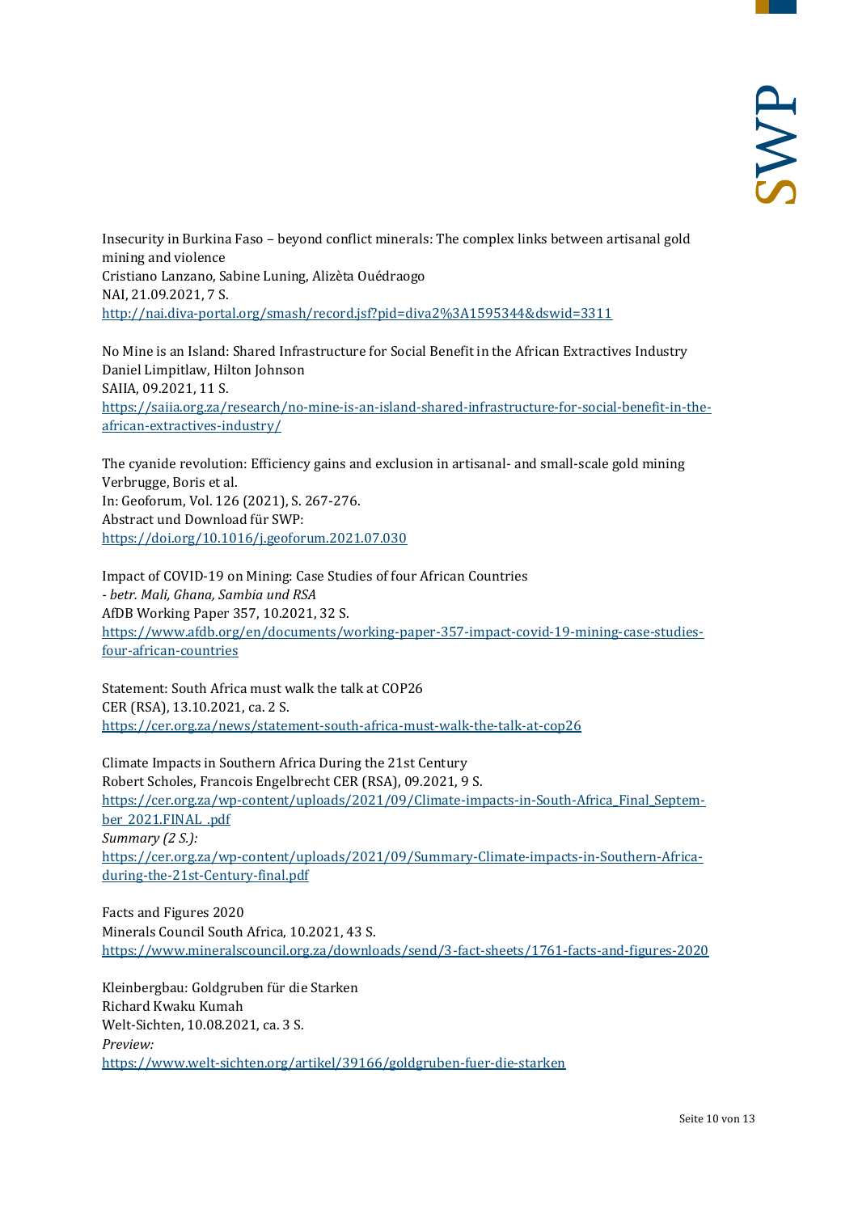Insecurity in Burkina Faso – beyond conflict minerals: The complex links between artisanal gold mining and violence
Cristiano Lanzano, Sabine Luning, Alizèta Ouédraogo
NAI, 21.09.2021, 7 S.
http://nai.diva-portal.org/smash/record.jsf?pid=diva2%3A1595344&dswid=3311

No Mine is an Island: Shared Infrastructure for Social Benefit in the African Extractives Industry
Daniel Limpitlaw, Hilton Johnson
SAIIA, 09.2021, 11 S.
https://saiia.org.za/research/no-mine-is-an-island-shared-infrastructure-for-social-benefit-in-the-african-extractives-industry/

The cyanide revolution: Efficiency gains and exclusion in artisanal- and small-scale gold mining
Verbrugge, Boris et al.
In: Geoforum, Vol. 126 (2021), S. 267-276.
Abstract und Download für SWP:
https://doi.org/10.1016/j.geoforum.2021.07.030

Impact of COVID-19 on Mining: Case Studies of four African Countries
*- betr. Mali, Ghana, Sambia und RSA*
AfDB Working Paper 357, 10.2021, 32 S.
https://www.afdb.org/en/documents/working-paper-357-impact-covid-19-mining-case-studies-four-african-countries

Statement: South Africa must walk the talk at COP26
CER (RSA), 13.10.2021, ca. 2 S.
https://cer.org.za/news/statement-south-africa-must-walk-the-talk-at-cop26

Climate Impacts in Southern Africa During the 21st Century
Robert Scholes, Francois Engelbrecht CER (RSA), 09.2021, 9 S.
https://cer.org.za/wp-content/uploads/2021/09/Climate-impacts-in-South-Africa_Final_September_2021.FINAL_.pdf
*Summary (2 S.):*
https://cer.org.za/wp-content/uploads/2021/09/Summary-Climate-impacts-in-Southern-Africa-during-the-21st-Century-final.pdf

Facts and Figures 2020
Minerals Council South Africa, 10.2021, 43 S.
https://www.mineralscouncil.org.za/downloads/send/3-fact-sheets/1761-facts-and-figures-2020

Kleinbergbau: Goldgruben für die Starken
Richard Kwaku Kumah
Welt-Sichten, 10.08.2021, ca. 3 S.
*Preview:*
https://www.welt-sichten.org/artikel/39166/goldgruben-fuer-die-starken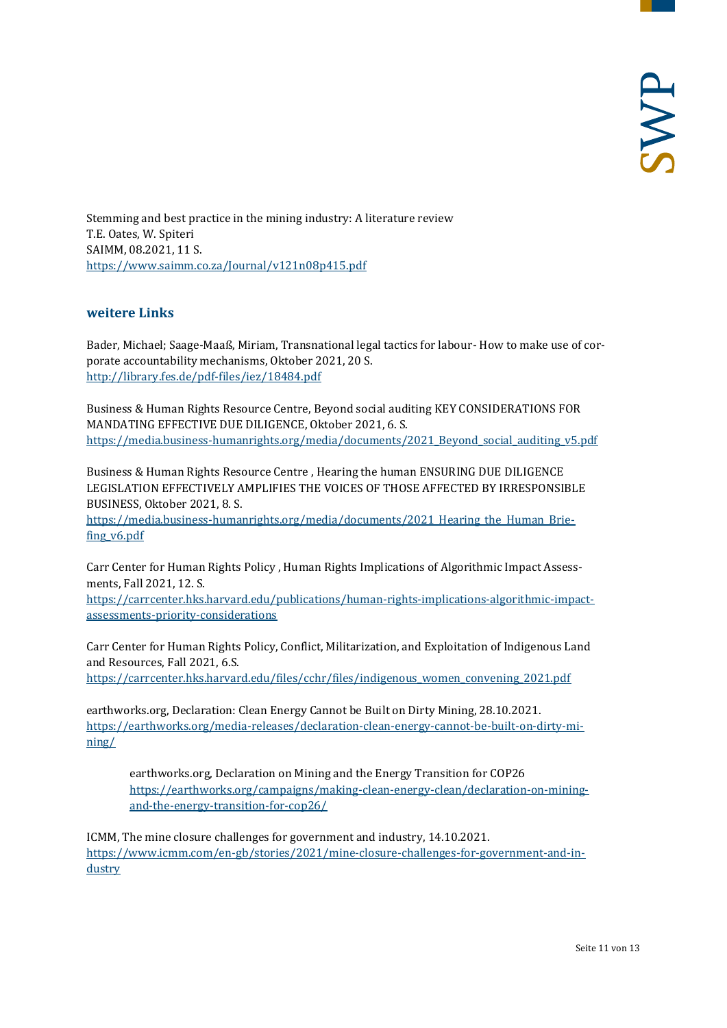Stemming and best practice in the mining industry: A literature review
T.E. Oates, W. Spiteri
SAIMM, 08.2021, 11 S.
https://www.saimm.co.za/Journal/v121n08p415.pdf

## weitere Links

Bader, Michael; Saage-Maaß, Miriam, Transnational legal tactics for labour- How to make use of corporate accountability mechanisms, Oktober 2021, 20 S.
http://library.fes.de/pdf-files/iez/18484.pdf

Business & Human Rights Resource Centre, Beyond social auditing KEY CONSIDERATIONS FOR MANDATING EFFECTIVE DUE DILIGENCE, Oktober 2021, 6. S.
https://media.business-humanrights.org/media/documents/2021_Beyond_social_auditing_v5.pdf

Business & Human Rights Resource Centre , Hearing the human ENSURING DUE DILIGENCE LEGISLATION EFFECTIVELY AMPLIFIES THE VOICES OF THOSE AFFECTED BY IRRESPONSIBLE BUSINESS, Oktober 2021, 8. S.
https://media.business-humanrights.org/media/documents/2021_Hearing_the_Human_Briefing_v6.pdf

Carr Center for Human Rights Policy , Human Rights Implications of Algorithmic Impact Assessments, Fall 2021, 12. S.
https://carrcenter.hks.harvard.edu/publications/human-rights-implications-algorithmic-impact-assessments-priority-considerations

Carr Center for Human Rights Policy, Conflict, Militarization, and Exploitation of Indigenous Land and Resources, Fall 2021, 6.S.
https://carrcenter.hks.harvard.edu/files/cchr/files/indigenous_women_convening_2021.pdf

earthworks.org, Declaration: Clean Energy Cannot be Built on Dirty Mining, 28.10.2021.
https://earthworks.org/media-releases/declaration-clean-energy-cannot-be-built-on-dirty-mining/

> earthworks.org, Declaration on Mining and the Energy Transition for COP26
> https://earthworks.org/campaigns/making-clean-energy-clean/declaration-on-mining-and-the-energy-transition-for-cop26/

ICMM, The mine closure challenges for government and industry, 14.10.2021.
https://www.icmm.com/en-gb/stories/2021/mine-closure-challenges-for-government-and-industry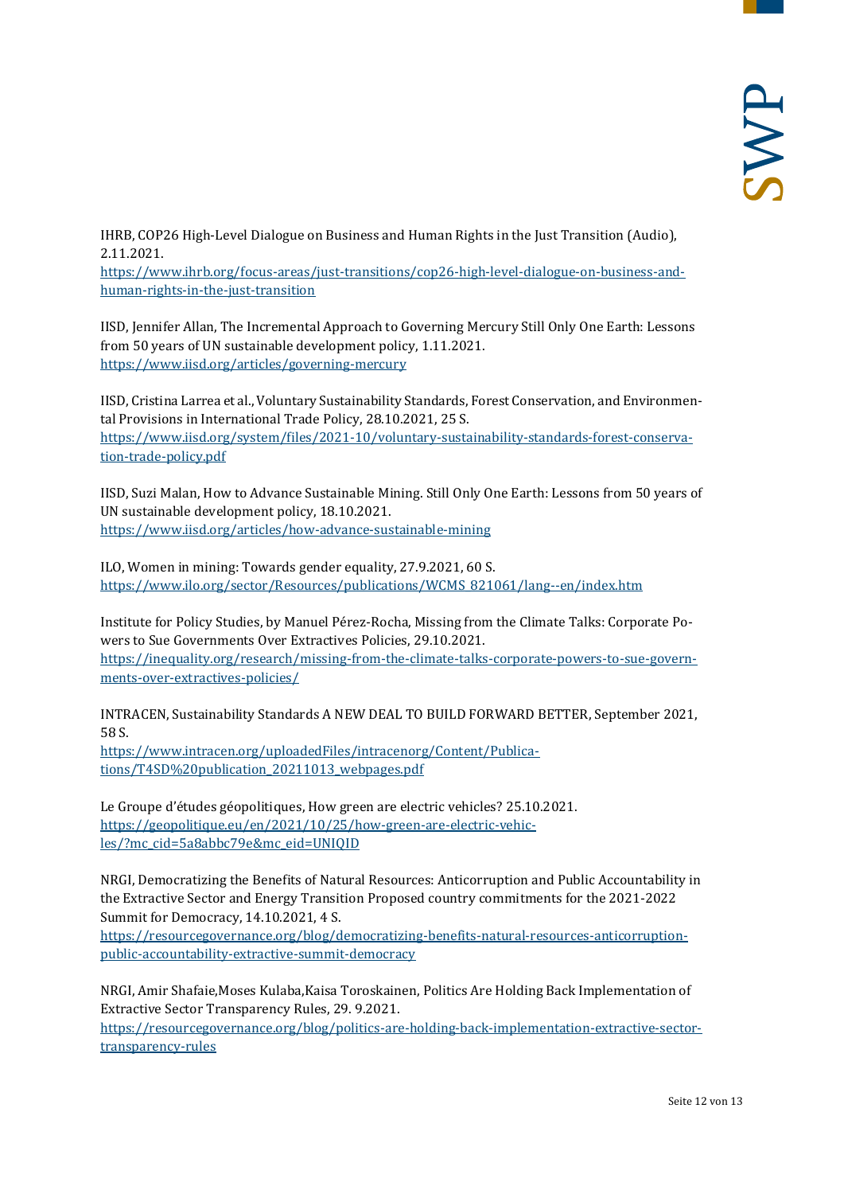IHRB, COP26 High-Level Dialogue on Business and Human Rights in the Just Transition (Audio), 2.11.2021.
https://www.ihrb.org/focus-areas/just-transitions/cop26-high-level-dialogue-on-business-and-human-rights-in-the-just-transition

IISD, Jennifer Allan, The Incremental Approach to Governing Mercury Still Only One Earth: Lessons from 50 years of UN sustainable development policy, 1.11.2021.
https://www.iisd.org/articles/governing-mercury

IISD, Cristina Larrea et al., Voluntary Sustainability Standards, Forest Conservation, and Environmental Provisions in International Trade Policy, 28.10.2021, 25 S.
https://www.iisd.org/system/files/2021-10/voluntary-sustainability-standards-forest-conservation-trade-policy.pdf

IISD, Suzi Malan, How to Advance Sustainable Mining. Still Only One Earth: Lessons from 50 years of UN sustainable development policy, 18.10.2021.
https://www.iisd.org/articles/how-advance-sustainable-mining

ILO, Women in mining: Towards gender equality, 27.9.2021, 60 S.
https://www.ilo.org/sector/Resources/publications/WCMS_821061/lang--en/index.htm

Institute for Policy Studies, by Manuel Pérez-Rocha, Missing from the Climate Talks: Corporate Powers to Sue Governments Over Extractives Policies, 29.10.2021.
https://inequality.org/research/missing-from-the-climate-talks-corporate-powers-to-sue-governments-over-extractives-policies/

INTRACEN, Sustainability Standards A NEW DEAL TO BUILD FORWARD BETTER, September 2021, 58 S.
https://www.intracen.org/uploadedFiles/intracenorg/Content/Publications/T4SD%20publication_20211013_webpages.pdf

Le Groupe d'études géopolitiques, How green are electric vehicles? 25.10.2021.
https://geopolitique.eu/en/2021/10/25/how-green-are-electric-vehicles/?mc_cid=5a8abbc79e&mc_eid=UNIQID

NRGI, Democratizing the Benefits of Natural Resources: Anticorruption and Public Accountability in the Extractive Sector and Energy Transition Proposed country commitments for the 2021-2022 Summit for Democracy, 14.10.2021, 4 S.
https://resourcegovernance.org/blog/democratizing-benefits-natural-resources-anticorruption-public-accountability-extractive-summit-democracy

NRGI, Amir Shafaie,Moses Kulaba,Kaisa Toroskainen, Politics Are Holding Back Implementation of Extractive Sector Transparency Rules, 29. 9.2021.
https://resourcegovernance.org/blog/politics-are-holding-back-implementation-extractive-sector-transparency-rules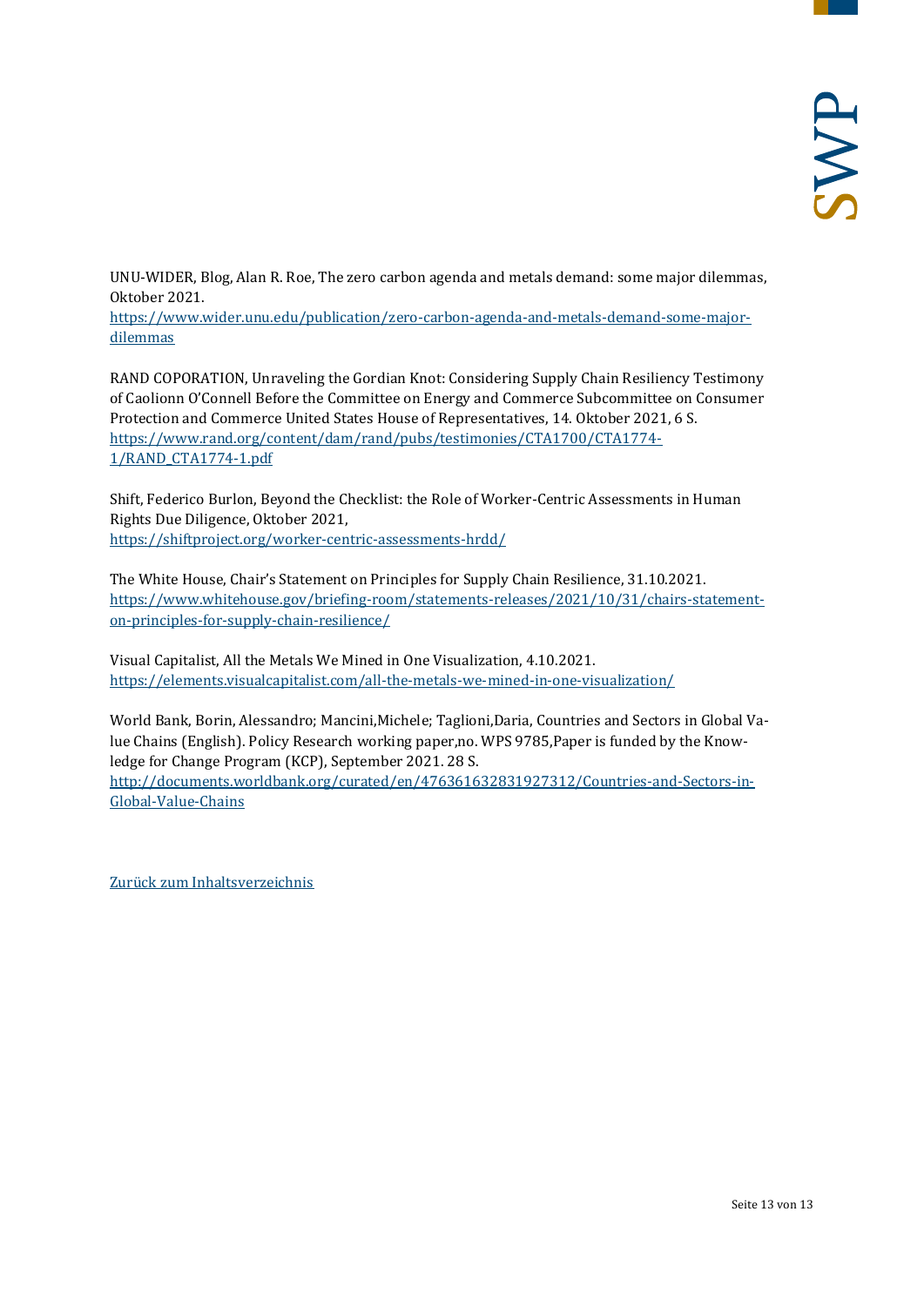UNU-WIDER, Blog, Alan R. Roe, The zero carbon agenda and metals demand: some major dilemmas, Oktober 2021.
[https://www.wider.unu.edu/publication/zero-carbon-agenda-and-metals-demand-some-major-dilemmas](https://www.wider.unu.edu/publication/zero-carbon-agenda-and-metals-demand-some-major-dilemmas)

RAND COPORATION, Unraveling the Gordian Knot: Considering Supply Chain Resiliency Testimony of Caolionn O'Connell Before the Committee on Energy and Commerce Subcommittee on Consumer Protection and Commerce United States House of Representatives, 14. Oktober 2021, 6 S.
[https://www.rand.org/content/dam/rand/pubs/testimonies/CTA1700/CTA1774-1/RAND_CTA1774-1.pdf](https://www.rand.org/content/dam/rand/pubs/testimonies/CTA1700/CTA1774-1/RAND_CTA1774-1.pdf)

Shift, Federico Burlon, Beyond the Checklist: the Role of Worker-Centric Assessments in Human Rights Due Diligence, Oktober 2021,
[https://shiftproject.org/worker-centric-assessments-hrdd/](https://shiftproject.org/worker-centric-assessments-hrdd/)

The White House, Chair's Statement on Principles for Supply Chain Resilience, 31.10.2021.
[https://www.whitehouse.gov/briefing-room/statements-releases/2021/10/31/chairs-statement-on-principles-for-supply-chain-resilience/](https://www.whitehouse.gov/briefing-room/statements-releases/2021/10/31/chairs-statement-on-principles-for-supply-chain-resilience/)

Visual Capitalist, All the Metals We Mined in One Visualization, 4.10.2021.
[https://elements.visualcapitalist.com/all-the-metals-we-mined-in-one-visualization/](https://elements.visualcapitalist.com/all-the-metals-we-mined-in-one-visualization/)

World Bank, Borin, Alessandro; Mancini,Michele; Taglioni,Daria, Countries and Sectors in Global Value Chains (English). Policy Research working paper,no. WPS 9785,Paper is funded by the Knowledge for Change Program (KCP), September 2021. 28 S.
[http://documents.worldbank.org/curated/en/476361632831927312/Countries-and-Sectors-in-Global-Value-Chains](http://documents.worldbank.org/curated/en/476361632831927312/Countries-and-Sectors-in-Global-Value-Chains)

Zurück zum Inhaltsverzeichnis